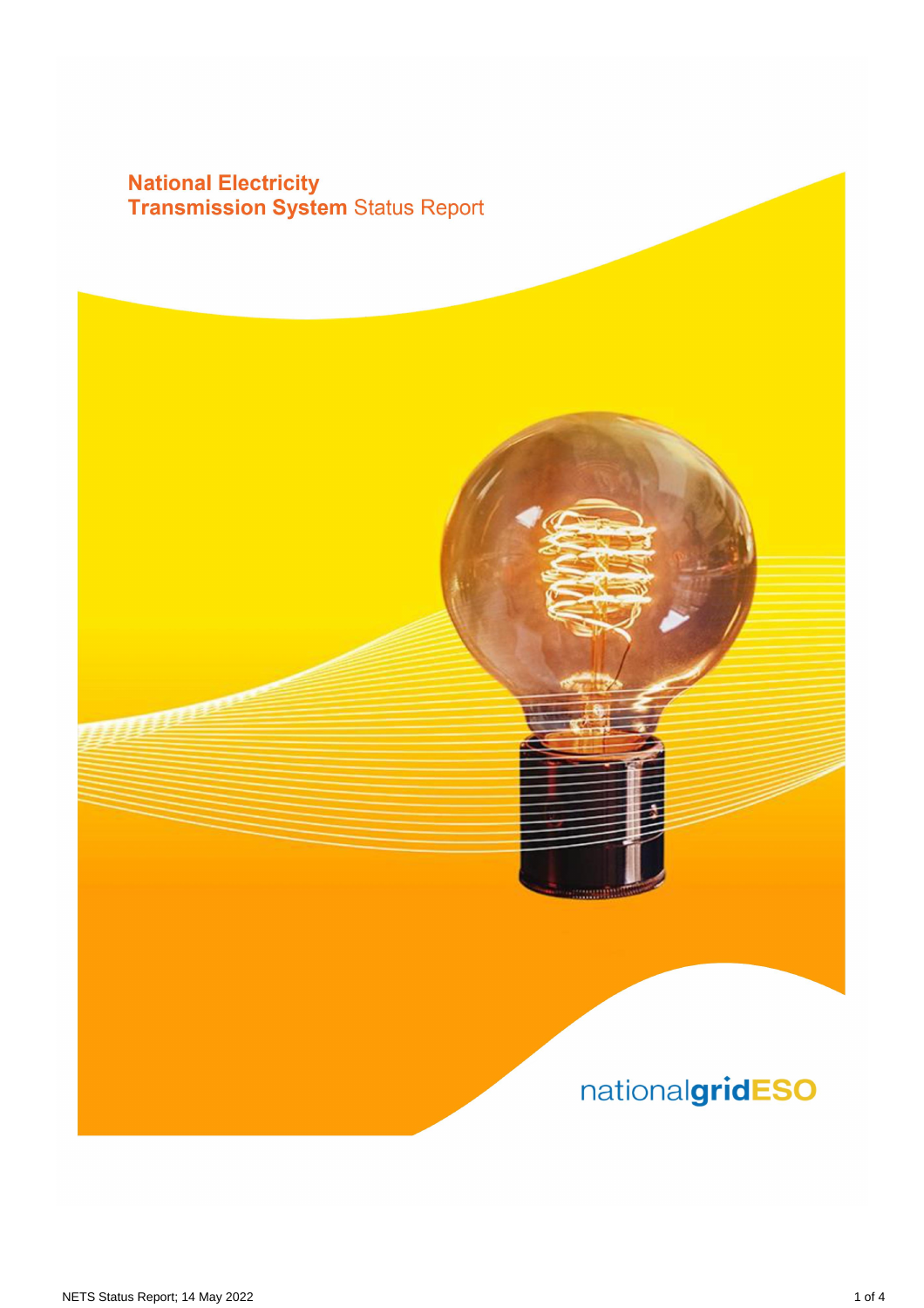# National Electricity Transmission System Status Report

nationalgridESO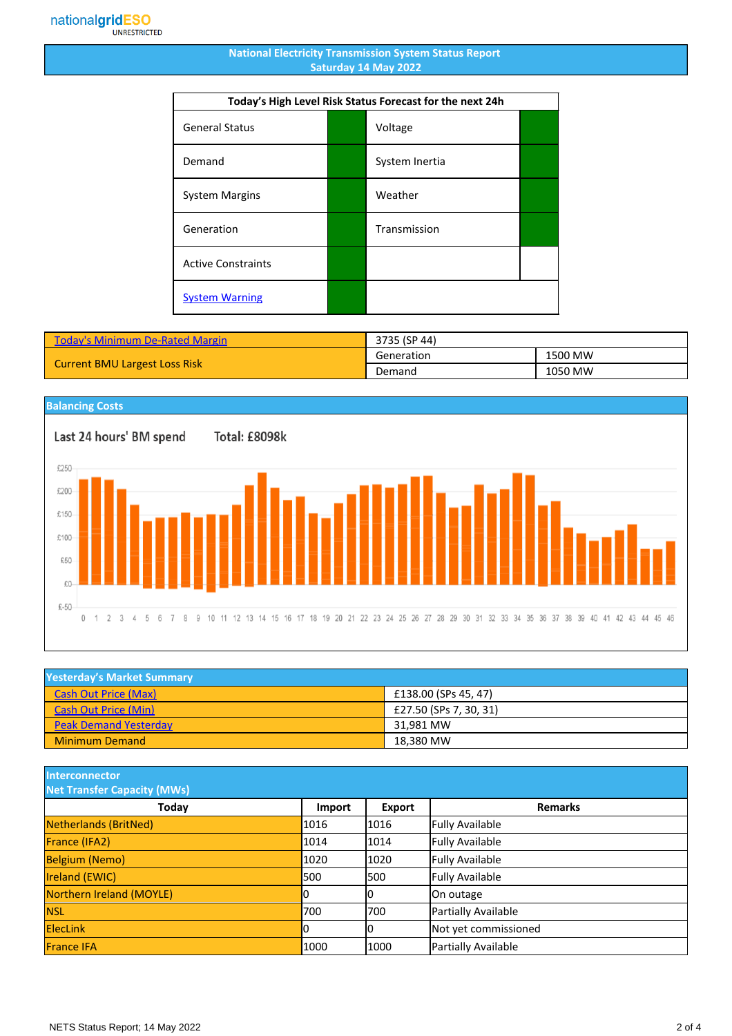nationalgridESO
UNRESTRICTED

# National Electricity Transmission System Status Report
## Saturday 14 May 2022

| Today's High Level Risk Status Forecast for the next 24h | | | |
|---|---|---|---|
| General Status | | Voltage | |
| Demand | | System Inertia | |
| System Margins | | Weather | |
| Generation | | Transmission | |
| Active Constraints | | | |
| System Warning | | | |

| Today's Minimum De-Rated Margin | 3735 (SP 44) | |
|---|---|---|
| Current BMU Largest Loss Risk | Generation | 1500 MW |
| | Demand | 1050 MW |

## Balancing Costs

Last 24 hours' BM spend Total: £8098k

## Yesterday's Market Summary

| | |
|---|---|
| Cash Out Price (Max) | £138.00 (SPs 45, 47) |
| Cash Out Price (Min) | £27.50 (SPs 7, 30, 31) |
| Peak Demand Yesterday | 31,981 MW |
| Minimum Demand | 18,380 MW |

## Interconnector Net Transfer Capacity (MWs)

| Today | Import | Export | Remarks |
|---|---|---|---|
| Netherlands (BritNed) | 1016 | 1016 | Fully Available |
| France (IFA2) | 1014 | 1014 | Fully Available |
| Belgium (Nemo) | 1020 | 1020 | Fully Available |
| Ireland (EWIC) | 500 | 500 | Fully Available |
| Northern Ireland (MOYLE) | 0 | 0 | On outage |
| NSL | 700 | 700 | Partially Available |
| ElecLink | 0 | 0 | Not yet commissioned |
| France IFA | 1000 | 1000 | Partially Available |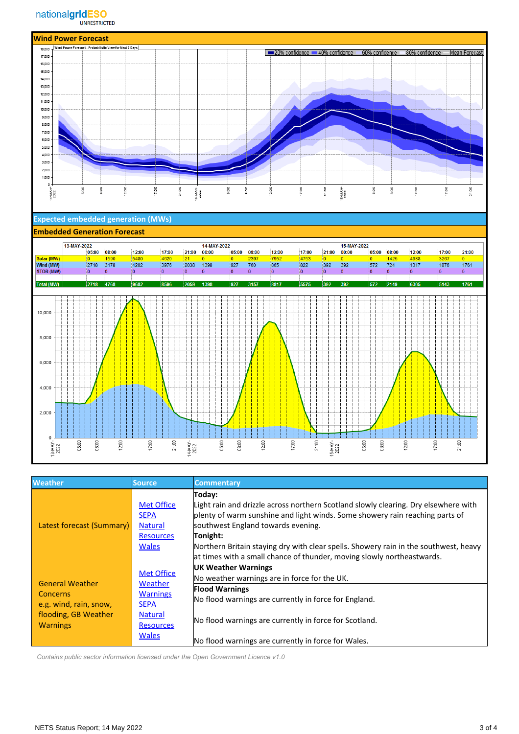## Wind Power Forecast

## Expected embedded generation (MWs)

### Embedded Generation Forecast

| | 13-MAY-2022 | | | | | 14-MAY-2022 | | | | | | 15-MAY-2022 | | | | | |
|---|---|---|---|---|---|---|---|---|---|---|---|---|---|---|---|---|---|
| | 05:00 | 08:00 | 12:00 | 17:00 | 21:00 | 00:00 | 05:00 | 08:00 | 12:00 | 17:00 | 21:00 | 00:00 | 05:00 | 08:00 | 12:00 | 17:00 | 21:00 |
| Solar (MW) | 0 | 1590 | 5480 | 4620 | 21 | 0 | 0 | 2397 | 7952 | 4753 | 0 | 0 | 0 | 1425 | 4988 | 3267 | 0 |
| Wind (MW) | 2718 | 3178 | 4202 | 3976 | 2038 | 1398 | 927 | 760 | 865 | 822 | 392 | 392 | 572 | 724 | 1317 | 1876 | 1761 |
| STOR (MW) | 0 | 0 | 0 | 0 | 0 | 0 | 0 | 0 | 0 | 0 | 0 | 0 | 0 | 0 | 0 | 0 | 0 |
| Total (MW) | 2718 | 4768 | 9682 | 8596 | 2059 | 1398 | 927 | 3157 | 8817 | 5575 | 392 | 392 | 572 | 2149 | 6305 | 5143 | 1761 |

| Weather | Source | Commentary |
|---|---|---|
| Latest forecast (Summary) | Met Office<br>SEPA<br>Natural Resources Wales | **Today:**<br>Light rain and drizzle across northern Scotland slowly clearing. Dry elsewhere with plenty of warm sunshine and light winds. Some showery rain reaching parts of southwest England towards evening.<br>**Tonight:**<br>Northern Britain staying dry with clear spells. Showery rain in the southwest, heavy at times with a small chance of thunder, moving slowly northeastwards. |
| General Weather Concerns e.g. wind, rain, snow, flooding, GB Weather Warnings | Met Office Weather Warnings<br>SEPA<br>Natural Resources Wales | **UK Weather Warnings**<br>No weather warnings are in force for the UK.<br>**Flood Warnings**<br>No flood warnings are currently in force for England.<br><br>No flood warnings are currently in force for Scotland.<br><br>No flood warnings are currently in force for Wales. |

*Contains public sector information licensed under the Open Government Licence v1.0*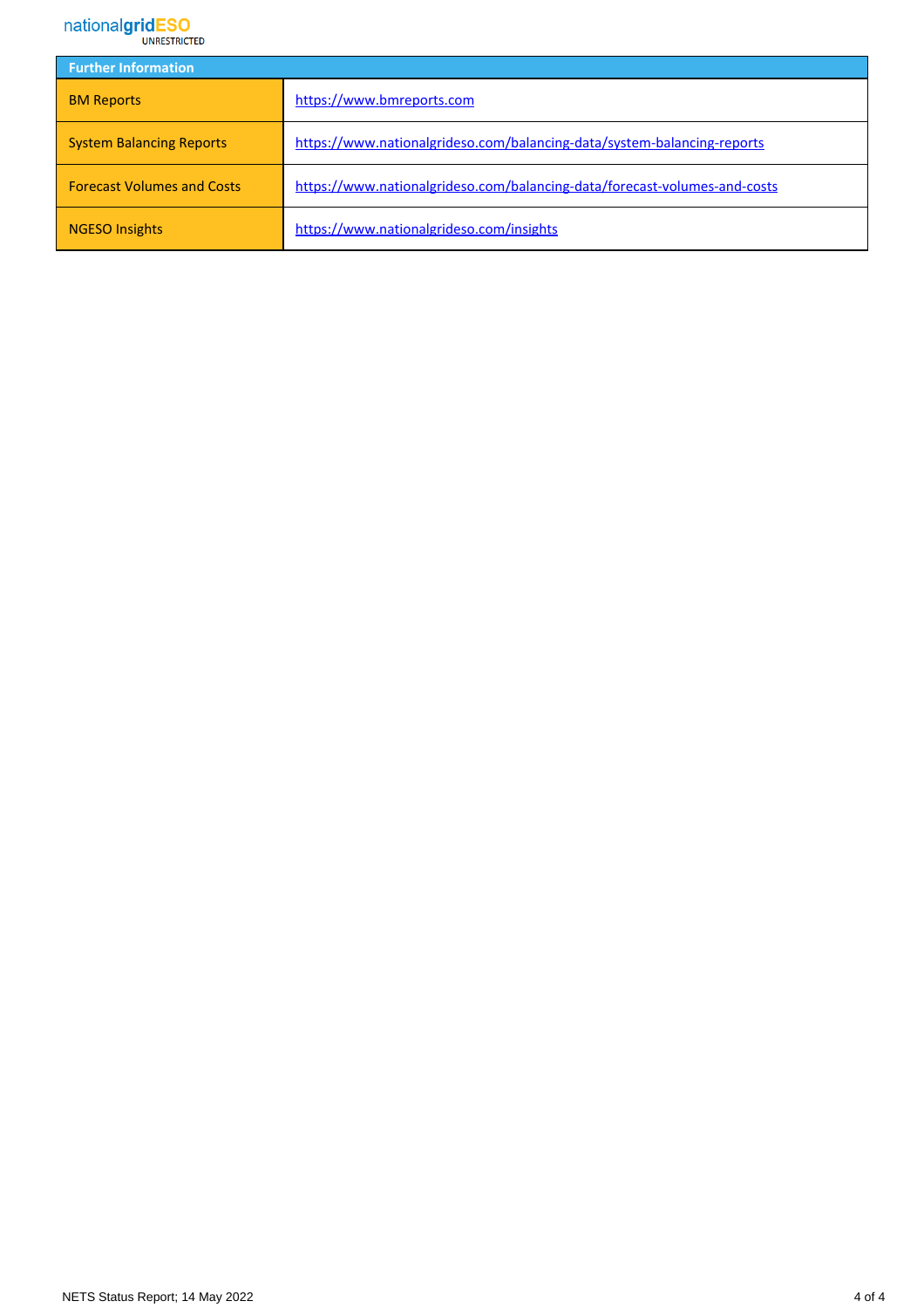| Further Information | |
|---|---|
| BM Reports | https://www.bmreports.com |
| System Balancing Reports | https://www.nationalgrideso.com/balancing-data/system-balancing-reports |
| Forecast Volumes and Costs | https://www.nationalgrideso.com/balancing-data/forecast-volumes-and-costs |
| NGESO Insights | https://www.nationalgrideso.com/insights |